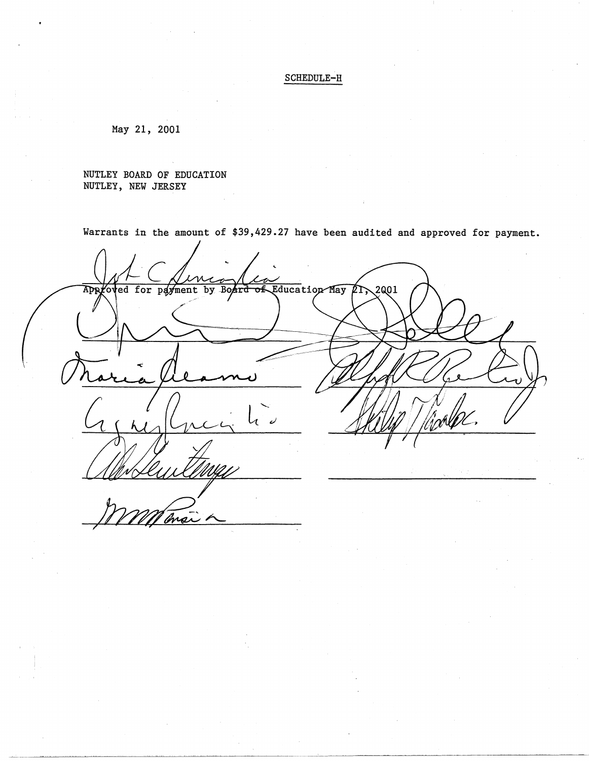SCHEDULE-H

May 21, 2001

NUTLEY BOARD OF EDUCATION
NUTLEY, NEW JERSEY

Warrants in the amount of $39,429.27 have been audited and approved for payment.

Approved for payment by Board of Education May 21, 2001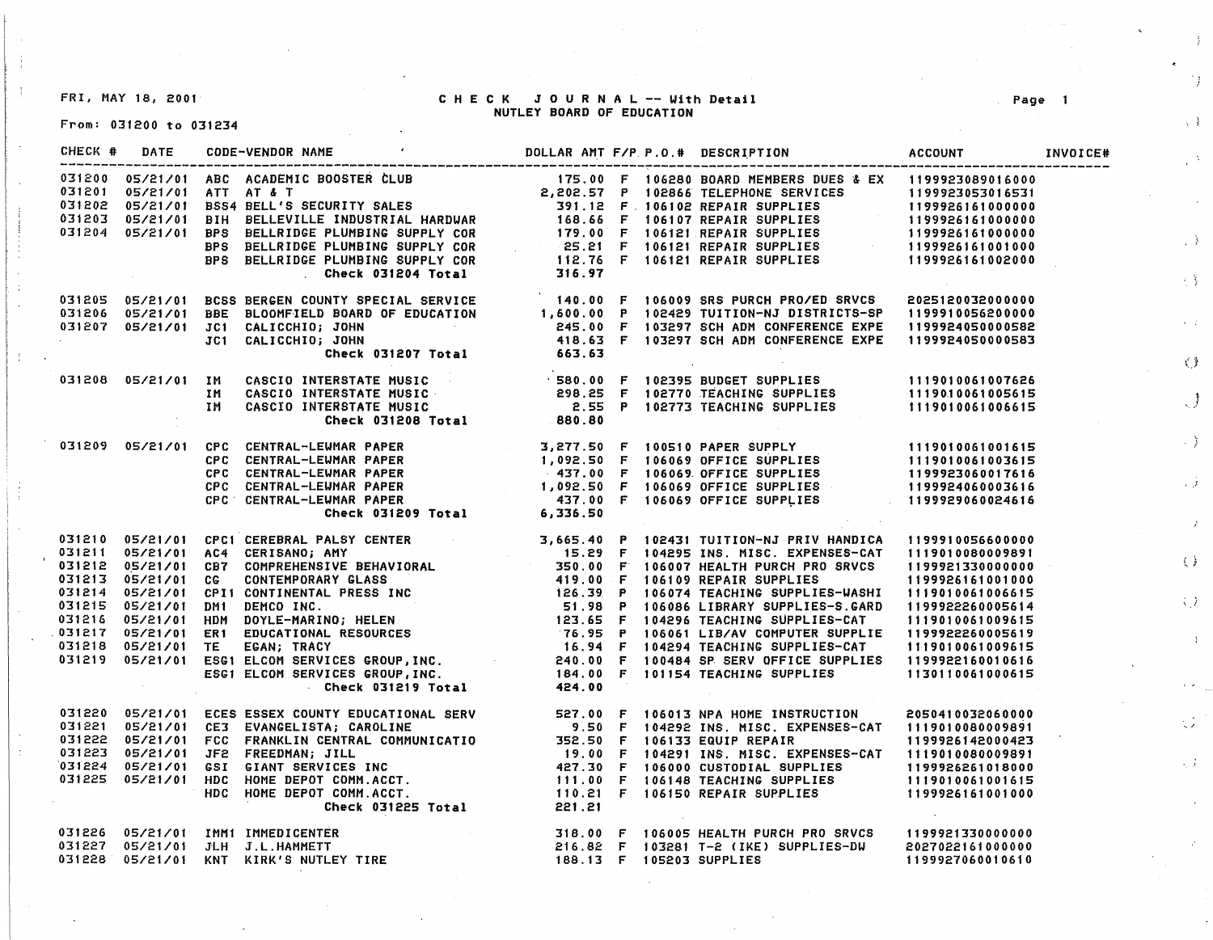FRI, MAY 18, 2001

# CHECK JOURNAL -- With Detail
## NUTLEY BOARD OF EDUCATION

From: 031200 to 031234

| CHECK # | DATE | CODE-VENDOR NAME | | DOLLAR AMT | F/P | P.O.# | DESCRIPTION | ACCOUNT | INVOICE# |
|---|---|---|---|---|---|---|---|---|---|
| 031200 | 05/21/01 | ABC | ACADEMIC BOOSTER CLUB | 175.00 | F | 106280 | BOARD MEMBERS DUES & EX | 1199923089016000 | |
| 031201 | 05/21/01 | ATT | AT & T | 2,202.57 | P | 102866 | TELEPHONE SERVICES | 1199923053016531 | |
| 031202 | 05/21/01 | BSS4 | BELL'S SECURITY SALES | 391.12 | F | 106102 | REPAIR SUPPLIES | 1199926161000000 | |
| 031203 | 05/21/01 | BIH | BELLEVILLE INDUSTRIAL HARDWAR | 168.66 | F | 106107 | REPAIR SUPPLIES | 1199926161000000 | |
| 031204 | 05/21/01 | BPS | BELLRIDGE PLUMBING SUPPLY COR | 179.00 | F | 106121 | REPAIR SUPPLIES | 1199926161000000 | |
| | | BPS | BELLRIDGE PLUMBING SUPPLY COR | 25.21 | F | 106121 | REPAIR SUPPLIES | 1199926161001000 | |
| | | BPS | BELLRIDGE PLUMBING SUPPLY COR | 112.76 | F | 106121 | REPAIR SUPPLIES | 1199926161002000 | |
| | | | **Check 031204 Total** | 316.97 | | | | | |
| 031205 | 05/21/01 | BCSS | BERGEN COUNTY SPECIAL SERVICE | 140.00 | F | 106009 | SRS PURCH PRO/ED SRVCS | 2025120032000000 | |
| 031206 | 05/21/01 | BBE | BLOOMFIELD BOARD OF EDUCATION | 1,600.00 | P | 102429 | TUITION-NJ DISTRICTS-SP | 1199910056200000 | |
| 031207 | 05/21/01 | JC1 | CALICCHIO; JOHN | 245.00 | F | 103297 | SCH ADM CONFERENCE EXPE | 1199924050000582 | |
| | | JC1 | CALICCHIO; JOHN | 418.63 | F | 103297 | SCH ADM CONFERENCE EXPE | 1199924050000583 | |
| | | | **Check 031207 Total** | 663.63 | | | | | |
| 031208 | 05/21/01 | IM | CASCIO INTERSTATE MUSIC | 580.00 | F | 102395 | BUDGET SUPPLIES | 1119010061007626 | |
| | | IM | CASCIO INTERSTATE MUSIC | 298.25 | F | 102770 | TEACHING SUPPLIES | 1119010061005615 | |
| | | IM | CASCIO INTERSTATE MUSIC | 2.55 | P | 102773 | TEACHING SUPPLIES | 1119010061006615 | |
| | | | **Check 031208 Total** | 880.80 | | | | | |
| 031209 | 05/21/01 | CPC | CENTRAL-LEWMAR PAPER | 3,277.50 | F | 100510 | PAPER SUPPLY | 1119010061001615 | |
| | | CPC | CENTRAL-LEWMAR PAPER | 1,092.50 | F | 106069 | OFFICE SUPPLIES | 1119010061003615 | |
| | | CPC | CENTRAL-LEWMAR PAPER | 437.00 | F | 106069 | OFFICE SUPPLIES | 1199923060017616 | |
| | | CPC | CENTRAL-LEWMAR PAPER | 1,092.50 | F | 106069 | OFFICE SUPPLIES | 1199924060003616 | |
| | | CPC | CENTRAL-LEWMAR PAPER | 437.00 | F | 106069 | OFFICE SUPPLIES | 1199929060024616 | |
| | | | **Check 031209 Total** | 6,336.50 | | | | | |
| 031210 | 05/21/01 | CPC1 | CEREBRAL PALSY CENTER | 3,665.40 | P | 102431 | TUITION-NJ PRIV HANDICA | 1199910056600000 | |
| 031211 | 05/21/01 | AC4 | CERISANO; AMY | 15.29 | F | 104295 | INS. MISC. EXPENSES-CAT | 1119010080009891 | |
| 031212 | 05/21/01 | CB7 | COMPREHENSIVE BEHAVIORAL | 350.00 | F | 106007 | HEALTH PURCH PRO SRVCS | 1199921330000000 | |
| 031213 | 05/21/01 | CG | CONTEMPORARY GLASS | 419.00 | F | 106109 | REPAIR SUPPLIES | 1199926161001000 | |
| 031214 | 05/21/01 | CPI1 | CONTINENTAL PRESS INC | 126.39 | P | 106074 | TEACHING SUPPLIES-WASHI | 1119010061006615 | |
| 031215 | 05/21/01 | DM1 | DEMCO INC. | 51.98 | P | 106086 | LIBRARY SUPPLIES-S.GARD | 1199922260005614 | |
| 031216 | 05/21/01 | HDM | DOYLE-MARINO; HELEN | 123.65 | F | 104296 | TEACHING SUPPLIES-CAT | 1119010061009615 | |
| 031217 | 05/21/01 | ER1 | EDUCATIONAL RESOURCES | 76.95 | P | 106061 | LIB/AV COMPUTER SUPPLIE | 1199922260005619 | |
| 031218 | 05/21/01 | TE | EGAN; TRACY | 16.94 | F | 104294 | TEACHING SUPPLIES-CAT | 1119010061009615 | |
| 031219 | 05/21/01 | ESG1 | ELCOM SERVICES GROUP, INC. | 240.00 | F | 100484 | SP SERV OFFICE SUPPLIES | 1199922160010616 | |
| | | ESG1 | ELCOM SERVICES GROUP, INC. | 184.00 | F | 101154 | TEACHING SUPPLIES | 1130110061000615 | |
| | | | **Check 031219 Total** | 424.00 | | | | | |
| 031220 | 05/21/01 | ECES | ESSEX COUNTY EDUCATIONAL SERV | 527.00 | F | 106013 | NPA HOME INSTRUCTION | 2050410032060000 | |
| 031221 | 05/21/01 | CE3 | EVANGELISTA; CAROLINE | 9.50 | F | 104292 | INS. MISC. EXPENSES-CAT | 1119010080009891 | |
| 031222 | 05/21/01 | FCC | FRANKLIN CENTRAL COMMUNICATIO | 352.50 | F | 106133 | EQUIP REPAIR | 1199926142000423 | |
| 031223 | 05/21/01 | JF2 | FREEDMAN; JILL | 19.00 | F | 104291 | INS. MISC. EXPENSES-CAT | 1119010080009891 | |
| 031224 | 05/21/01 | GSI | GIANT SERVICES INC | 427.30 | F | 106000 | CUSTODIAL SUPPLIES | 1199926261018000 | |
| 031225 | 05/21/01 | HDC | HOME DEPOT COMM.ACCT. | 111.00 | F | 106148 | TEACHING SUPPLIES | 1119010061001615 | |
| | | HDC | HOME DEPOT COMM.ACCT. | 110.21 | F | 106150 | REPAIR SUPPLIES | 1199926161001000 | |
| | | | **Check 031225 Total** | 221.21 | | | | | |
| 031226 | 05/21/01 | IMM1 | IMMEDICENTER | 318.00 | F | 106005 | HEALTH PURCH PRO SRVCS | 1199921330000000 | |
| 031227 | 05/21/01 | JLH | J.L.HAMMETT | 216.82 | F | 103281 | T-2 (IKE) SUPPLIES-DW | 2027022161000000 | |
| 031228 | 05/21/01 | KNT | KIRK'S NUTLEY TIRE | 188.13 | F | 105203 | SUPPLIES | 1199927060010610 | |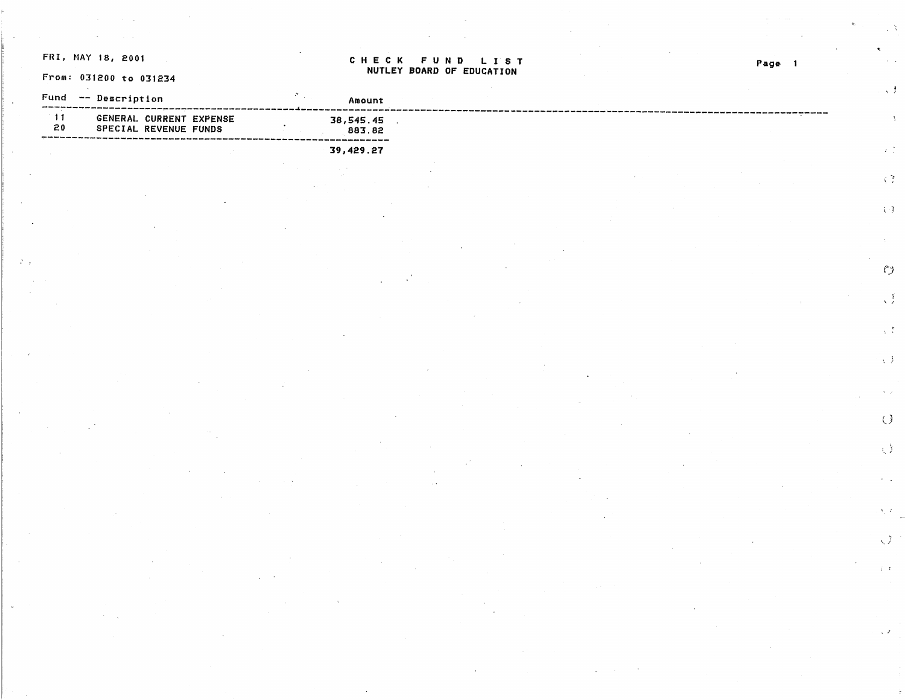FRI, MAY 18, 2001

# CHECK FUND LIST

## NUTLEY BOARD OF EDUCATION

From: 031200 to 031234

| Fund | Description | Amount |
|---|---|---|
| 11 | GENERAL CURRENT EXPENSE | 38,545.45 |
| 20 | SPECIAL REVENUE FUNDS | 883.82 |
| | | 39,429.27 |